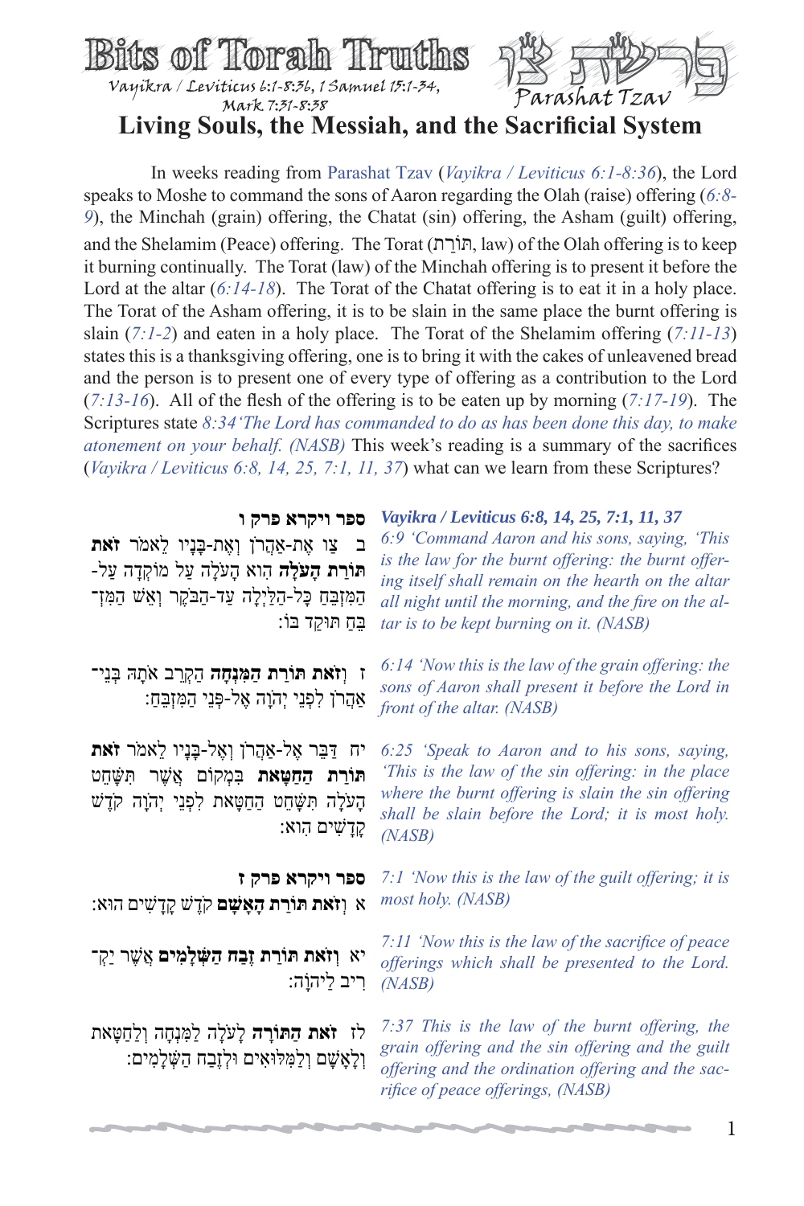# Bits of Torah Truths

Vayikra / Leviticus 6:1-8:36, 1 Samuel 15:1-34, Mark 7:31-8:38

פרשת צו Parashat Tzav

## Living Souls, the Messiah, and the Sacrificial System

In weeks reading from Parashat Tzav (*Vayikra / Leviticus 6:1-8:36*), the Lord speaks to Moshe to command the sons of Aaron regarding the Olah (raise) offering (*6:8-9*), the Minchah (grain) offering, the Chatat (sin) offering, the Asham (guilt) offering, and the Shelamim (Peace) offering. The Torat (תּוֹרַת, law) of the Olah offering is to keep it burning continually. The Torat (law) of the Minchah offering is to present it before the Lord at the altar (*6:14-18*). The Torat of the Chatat offering is to eat it in a holy place. The Torat of the Asham offering, it is to be slain in the same place the burnt offering is slain (*7:1-2*) and eaten in a holy place. The Torat of the Shelamim offering (*7:11-13*) states this is a thanksgiving offering, one is to bring it with the cakes of unleavened bread and the person is to present one of every type of offering as a contribution to the Lord (*7:13-16*). All of the flesh of the offering is to be eaten up by morning (*7:17-19*). The Scriptures state *8:34 'The Lord has commanded to do as has been done this day, to make atonement on your behalf. (NASB)* This week's reading is a summary of the sacrifices (*Vayikra / Leviticus 6:8, 14, 25, 7:1, 11, 37*) what can we learn from these Scriptures?

**ספר ויקרא פרק ו**

ב צַו אֶת-אַהֲרֹן וְאֶת-בָּנָיו לֵאמֹר **זֹאת תּוֹרַת הָעֹלָה** הִוא הָעֹלָה עַל מוֹקְדָה עַל-הַמִּזְבֵּחַ כָּל-הַלַּיְלָה עַד-הַבֹּקֶר וְאֵשׁ הַמִּזְבֵּחַ תּוּקַד בּוֹ:

ז **וְזֹאת תּוֹרַת הַמִּנְחָה** הַקְרֵב אֹתָהּ בְּנֵי-אַהֲרֹן לִפְנֵי יְהֹוָה אֶל-פְּנֵי הַמִּזְבֵּחַ:

יח דַּבֵּר אֶל-אַהֲרֹן וְאֶל-בָּנָיו לֵאמֹר **זֹאת תּוֹרַת הַחַטָּאת** בִּמְקוֹם אֲשֶׁר תִּשָּׁחֵט הָעֹלָה תִּשָּׁחֵט הַחַטָּאת לִפְנֵי יְהֹוָה קֹדֶשׁ קָדָשִׁים הִוא:

**ספר ויקרא פרק ז**

א **וְזֹאת תּוֹרַת הָאָשָׁם** קֹדֶשׁ קָדָשִׁים הוּא:

יא **וְזֹאת תּוֹרַת זֶבַח הַשְּׁלָמִים** אֲשֶׁר יַקְרִיב לַיהֹוָה:

לז **זֹאת הַתּוֹרָה** לָעֹלָה לַמִּנְחָה וְלַחַטָּאת וְלָאָשָׁם וְלַמִּלּוּאִים וּלְזֶבַח הַשְּׁלָמִים:

***Vayikra / Leviticus 6:8, 14, 25, 7:1, 11, 37***

*6:9 'Command Aaron and his sons, saying, 'This is the law for the burnt offering: the burnt offering itself shall remain on the hearth on the altar all night until the morning, and the fire on the altar is to be kept burning on it. (NASB)*

*6:14 'Now this is the law of the grain offering: the sons of Aaron shall present it before the Lord in front of the altar. (NASB)*

*6:25 'Speak to Aaron and to his sons, saying, 'This is the law of the sin offering: in the place where the burnt offering is slain the sin offering shall be slain before the Lord; it is most holy. (NASB)*

*7:1 'Now this is the law of the guilt offering; it is most holy. (NASB)*

*7:11 'Now this is the law of the sacrifice of peace offerings which shall be presented to the Lord. (NASB)*

*7:37 This is the law of the burnt offering, the grain offering and the sin offering and the guilt offering and the ordination offering and the sacrifice of peace offerings, (NASB)*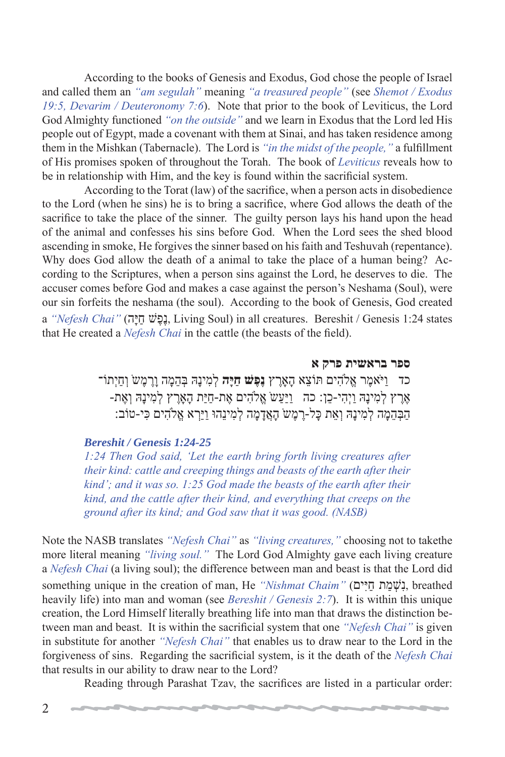According to the books of Genesis and Exodus, God chose the people of Israel and called them an *"am segulah"* meaning *"a treasured people"* (see *Shemot / Exodus 19:5, Devarim / Deuteronomy 7:6*). Note that prior to the book of Leviticus, the Lord God Almighty functioned *"on the outside"* and we learn in Exodus that the Lord led His people out of Egypt, made a covenant with them at Sinai, and has taken residence among them in the Mishkan (Tabernacle). The Lord is *"in the midst of the people,"* a fulfillment of His promises spoken of throughout the Torah. The book of *Leviticus* reveals how to be in relationship with Him, and the key is found within the sacrificial system.

According to the Torat (law) of the sacrifice, when a person acts in disobedience to the Lord (when he sins) he is to bring a sacrifice, where God allows the death of the sacrifice to take the place of the sinner. The guilty person lays his hand upon the head of the animal and confesses his sins before God. When the Lord sees the shed blood ascending in smoke, He forgives the sinner based on his faith and Teshuvah (repentance). Why does God allow the death of a animal to take the place of a human being? According to the Scriptures, when a person sins against the Lord, he deserves to die. The accuser comes before God and makes a case against the person's Neshama (Soul), were our sin forfeits the neshama (the soul). According to the book of Genesis, God created a *"Nefesh Chai"* (נֶפֶשׁ חַיָּה, Living Soul) in all creatures. Bereshit / Genesis 1:24 states that He created a *Nefesh Chai* in the cattle (the beasts of the field).

**ספר בראשית פרק א**

כד וַיֹּאמֶר אֱלֹהִים תּוֹצֵא הָאָרֶץ **נֶפֶשׁ חַיָּה** לְמִינָהּ בְּהֵמָה וָרֶמֶשׂ וְחַיְתוֹ־אֶרֶץ לְמִינָהּ וַיְהִי-כֵן: כה וַיַּעַשׂ אֱלֹהִים אֶת-חַיַּת הָאָרֶץ לְמִינָהּ וְאֶת-הַבְּהֵמָה לְמִינָהּ וְאֵת כָּל-רֶמֶשׂ הָאֲדָמָה לְמִינֵהוּ וַיַּרְא אֱלֹהִים כִּי-טוֹב:

***Bereshit / Genesis 1:24-25***

*1:24 Then God said, 'Let the earth bring forth living creatures after their kind: cattle and creeping things and beasts of the earth after their kind'; and it was so. 1:25 God made the beasts of the earth after their kind, and the cattle after their kind, and everything that creeps on the ground after its kind; and God saw that it was good. (NASB)*

Note the NASB translates *"Nefesh Chai"* as *"living creatures,"* choosing not to takethe more literal meaning *"living soul."* The Lord God Almighty gave each living creature a *Nefesh Chai* (a living soul); the difference between man and beast is that the Lord did something unique in the creation of man, He *"Nishmat Chaim"* (נִשְׁמַת חַיִּים, breathed heavily life) into man and woman (see *Bereshit / Genesis 2:7*). It is within this unique creation, the Lord Himself literally breathing life into man that draws the distinction between man and beast. It is within the sacrificial system that one *"Nefesh Chai"* is given in substitute for another *"Nefesh Chai"* that enables us to draw near to the Lord in the forgiveness of sins. Regarding the sacrificial system, is it the death of the *Nefesh Chai* that results in our ability to draw near to the Lord?

Reading through Parashat Tzav, the sacrifices are listed in a particular order: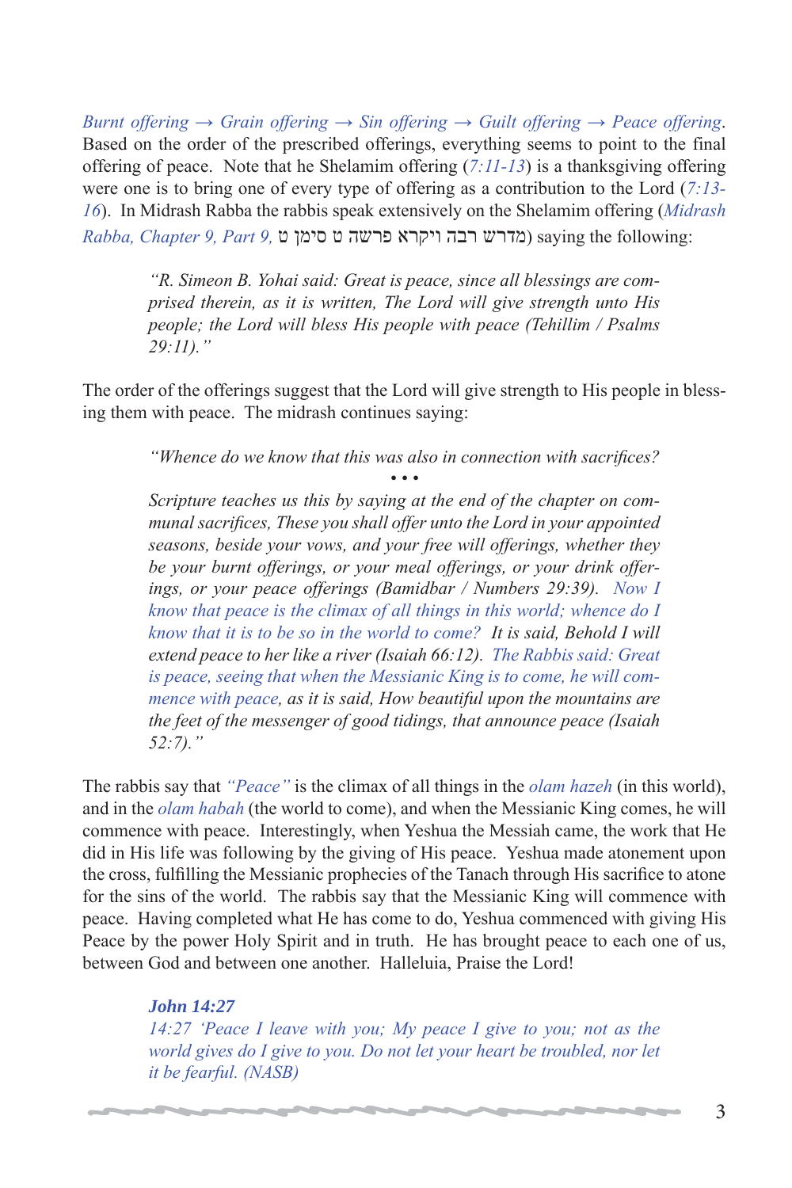*Burnt offering → Grain offering → Sin offering → Guilt offering → Peace offering*. Based on the order of the prescribed offerings, everything seems to point to the final offering of peace. Note that he Shelamim offering (*7:11-13*) is a thanksgiving offering were one is to bring one of every type of offering as a contribution to the Lord (*7:13-16*). In Midrash Rabba the rabbis speak extensively on the Shelamim offering (*Midrash Rabba, Chapter 9, Part 9,* מדרש רבה ויקרא פרשה ט סימן ט) saying the following:

> *"R. Simeon B. Yohai said: Great is peace, since all blessings are comprised therein, as it is written, The Lord will give strength unto His people; the Lord will bless His people with peace (Tehillim / Psalms 29:11)."*

The order of the offerings suggest that the Lord will give strength to His people in blessing them with peace. The midrash continues saying:

> *"Whence do we know that this was also in connection with sacrifices?*
>
> • • •
>
> *Scripture teaches us this by saying at the end of the chapter on communal sacrifices, These you shall offer unto the Lord in your appointed seasons, beside your vows, and your free will offerings, whether they be your burnt offerings, or your meal offerings, or your drink offerings, or your peace offerings (Bamidbar / Numbers 29:39). Now I know that peace is the climax of all things in this world; whence do I know that it is to be so in the world to come? It is said, Behold I will extend peace to her like a river (Isaiah 66:12). The Rabbis said: Great is peace, seeing that when the Messianic King is to come, he will commence with peace, as it is said, How beautiful upon the mountains are the feet of the messenger of good tidings, that announce peace (Isaiah 52:7)."*

The rabbis say that *"Peace"* is the climax of all things in the *olam hazeh* (in this world), and in the *olam habah* (the world to come), and when the Messianic King comes, he will commence with peace. Interestingly, when Yeshua the Messiah came, the work that He did in His life was following by the giving of His peace. Yeshua made atonement upon the cross, fulfilling the Messianic prophecies of the Tanach through His sacrifice to atone for the sins of the world. The rabbis say that the Messianic King will commence with peace. Having completed what He has come to do, Yeshua commenced with giving His Peace by the power Holy Spirit and in truth. He has brought peace to each one of us, between God and between one another. Halleluia, Praise the Lord!

> ***John 14:27***
>
> *14:27 'Peace I leave with you; My peace I give to you; not as the world gives do I give to you. Do not let your heart be troubled, nor let it be fearful. (NASB)*